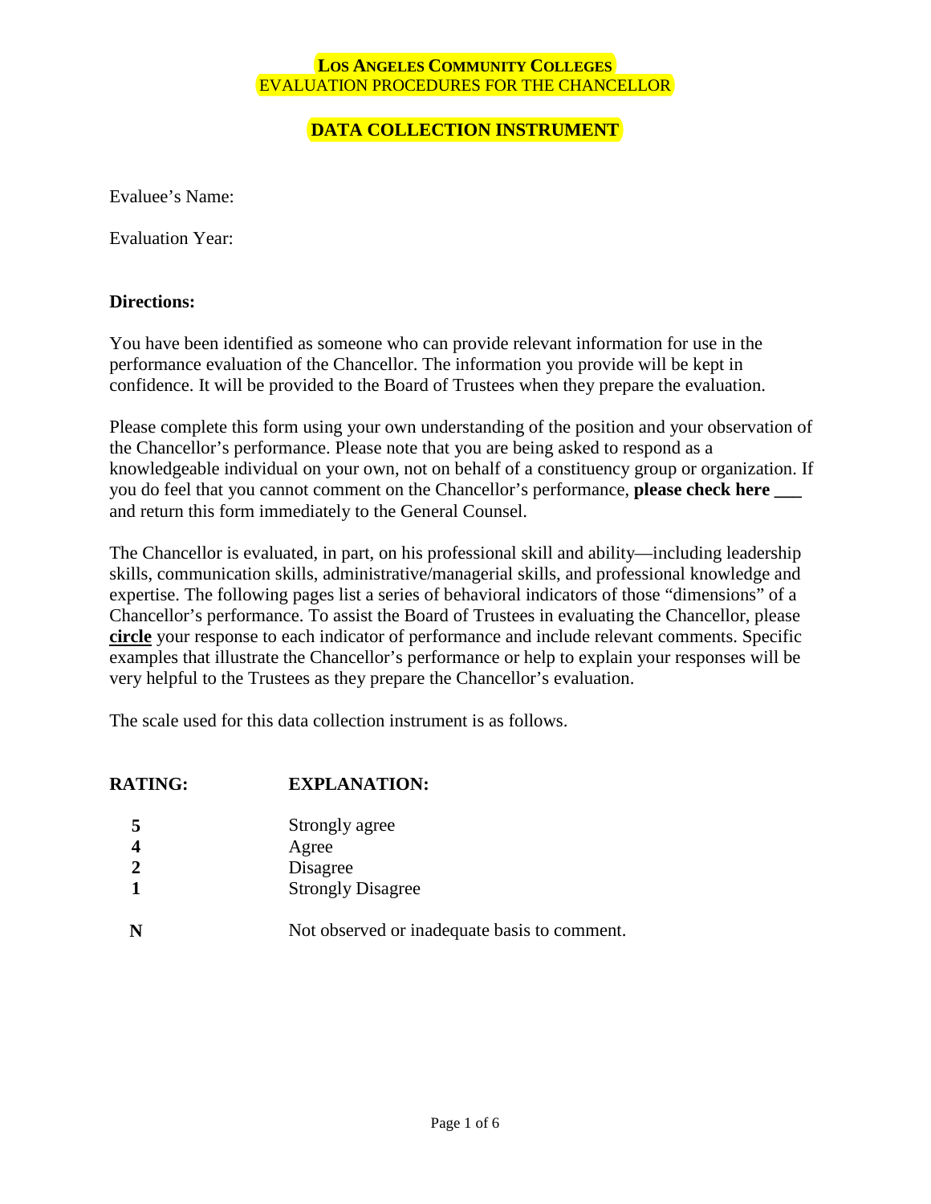**Los Angeles Community Colleges**
EVALUATION PROCEDURES FOR THE CHANCELLOR

# DATA COLLECTION INSTRUMENT

Evaluee's Name:

Evaluation Year:

**Directions:**

You have been identified as someone who can provide relevant information for use in the performance evaluation of the Chancellor. The information you provide will be kept in confidence. It will be provided to the Board of Trustees when they prepare the evaluation.

Please complete this form using your own understanding of the position and your observation of the Chancellor's performance. Please note that you are being asked to respond as a knowledgeable individual on your own, not on behalf of a constituency group or organization. If you do feel that you cannot comment on the Chancellor's performance, **please check here ___** and return this form immediately to the General Counsel.

The Chancellor is evaluated, in part, on his professional skill and ability—including leadership skills, communication skills, administrative/managerial skills, and professional knowledge and expertise. The following pages list a series of behavioral indicators of those "dimensions" of a Chancellor's performance. To assist the Board of Trustees in evaluating the Chancellor, please <u>**circle**</u> your response to each indicator of performance and include relevant comments. Specific examples that illustrate the Chancellor's performance or help to explain your responses will be very helpful to the Trustees as they prepare the Chancellor's evaluation.

The scale used for this data collection instrument is as follows.

| RATING: | EXPLANATION: |
|---|---|
| **5** | Strongly agree |
| **4** | Agree |
| **2** | Disagree |
| **1** | Strongly Disagree |
| **N** | Not observed or inadequate basis to comment. |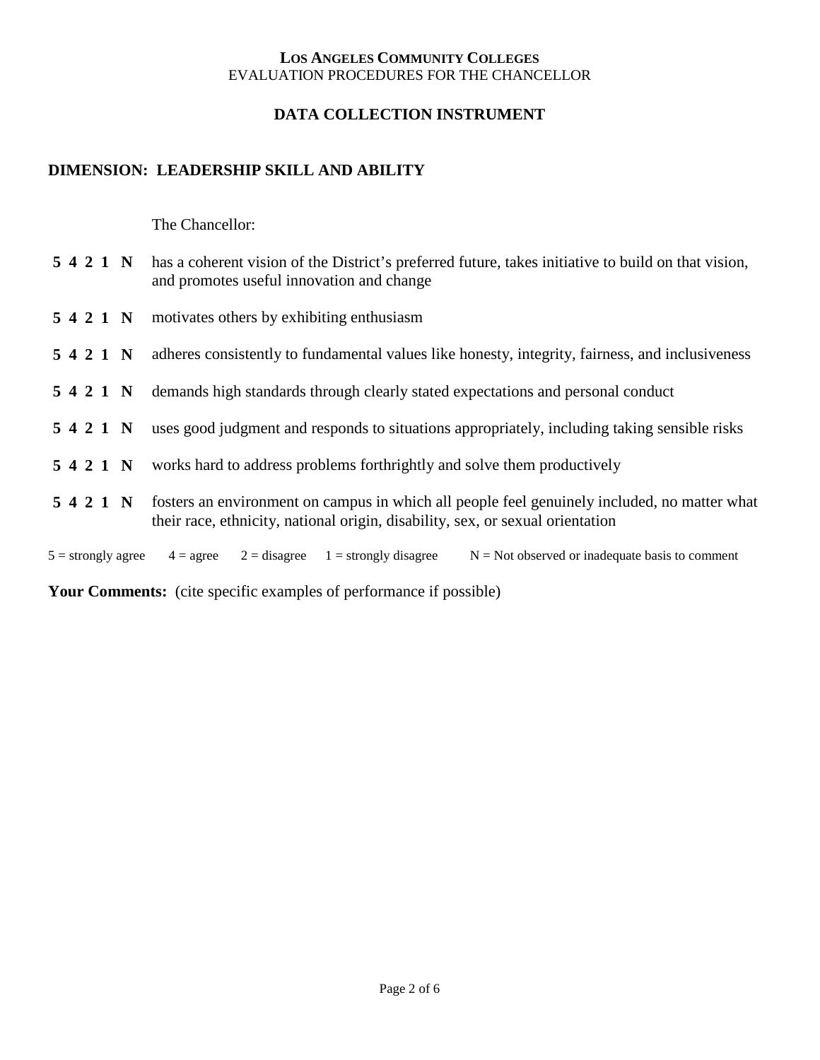**LOS ANGELES COMMUNITY COLLEGES**
EVALUATION PROCEDURES FOR THE CHANCELLOR

## DATA COLLECTION INSTRUMENT

### DIMENSION: LEADERSHIP SKILL AND ABILITY

The Chancellor:

**5 4 2 1 N** has a coherent vision of the District's preferred future, takes initiative to build on that vision, and promotes useful innovation and change

**5 4 2 1 N** motivates others by exhibiting enthusiasm

**5 4 2 1 N** adheres consistently to fundamental values like honesty, integrity, fairness, and inclusiveness

**5 4 2 1 N** demands high standards through clearly stated expectations and personal conduct

**5 4 2 1 N** uses good judgment and responds to situations appropriately, including taking sensible risks

**5 4 2 1 N** works hard to address problems forthrightly and solve them productively

**5 4 2 1 N** fosters an environment on campus in which all people feel genuinely included, no matter what their race, ethnicity, national origin, disability, sex, or sexual orientation

5 = strongly agree 4 = agree 2 = disagree 1 = strongly disagree N = Not observed or inadequate basis to comment

**Your Comments:** (cite specific examples of performance if possible)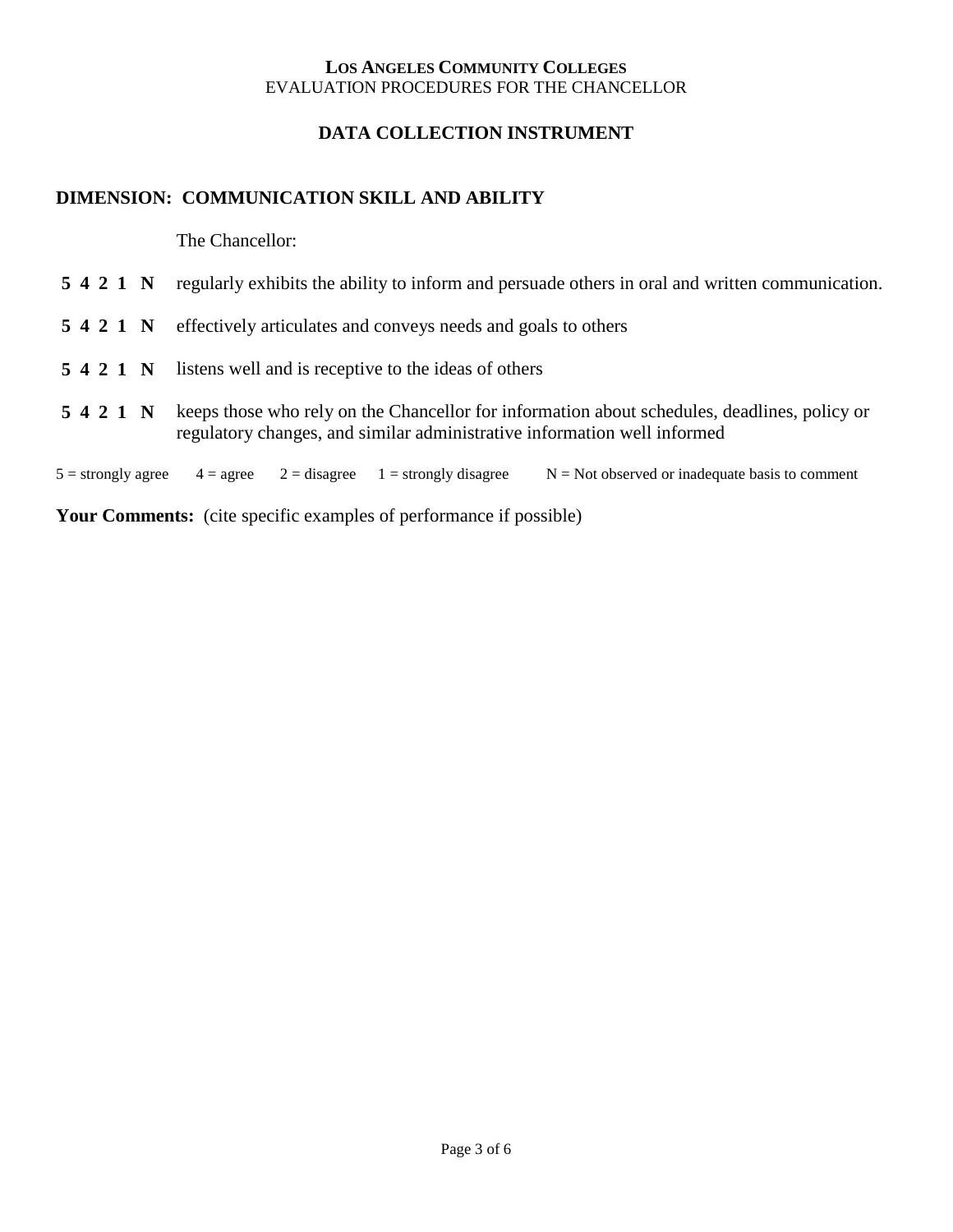**LOS ANGELES COMMUNITY COLLEGES**
EVALUATION PROCEDURES FOR THE CHANCELLOR

## DATA COLLECTION INSTRUMENT

### DIMENSION: COMMUNICATION SKILL AND ABILITY

The Chancellor:

**5 4 2 1 N** regularly exhibits the ability to inform and persuade others in oral and written communication.

**5 4 2 1 N** effectively articulates and conveys needs and goals to others

**5 4 2 1 N** listens well and is receptive to the ideas of others

**5 4 2 1 N** keeps those who rely on the Chancellor for information about schedules, deadlines, policy or regulatory changes, and similar administrative information well informed

5 = strongly agree 4 = agree 2 = disagree 1 = strongly disagree N = Not observed or inadequate basis to comment

**Your Comments:** (cite specific examples of performance if possible)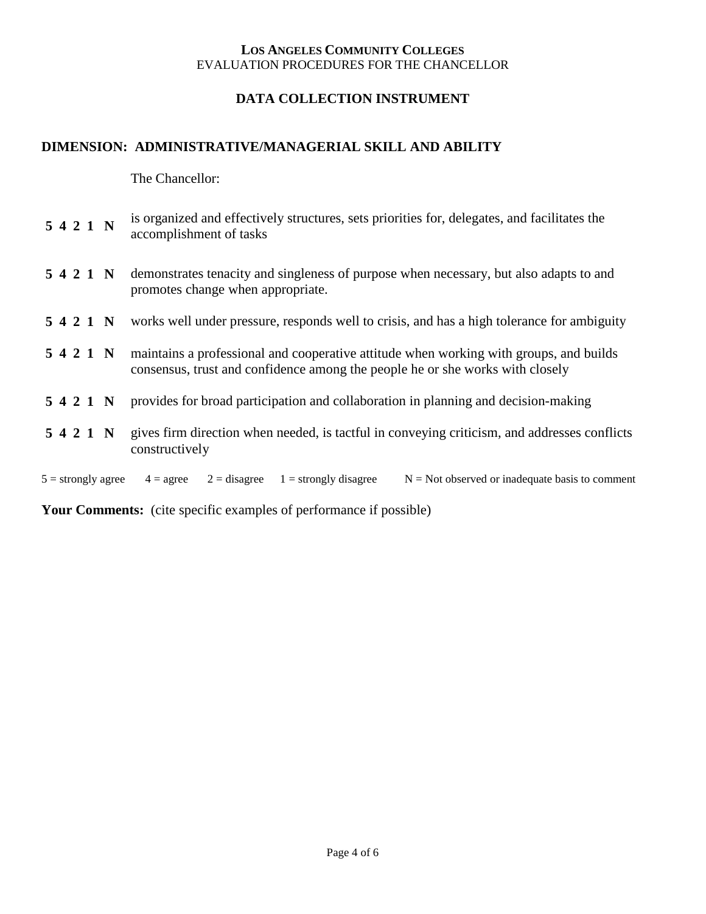**LOS ANGELES COMMUNITY COLLEGES**
EVALUATION PROCEDURES FOR THE CHANCELLOR

## DATA COLLECTION INSTRUMENT

### DIMENSION: ADMINISTRATIVE/MANAGERIAL SKILL AND ABILITY

The Chancellor:

| Rating | Statement |
|---|---|
| **5 4 2 1 N** | is organized and effectively structures, sets priorities for, delegates, and facilitates the accomplishment of tasks |
| **5 4 2 1 N** | demonstrates tenacity and singleness of purpose when necessary, but also adapts to and promotes change when appropriate. |
| **5 4 2 1 N** | works well under pressure, responds well to crisis, and has a high tolerance for ambiguity |
| **5 4 2 1 N** | maintains a professional and cooperative attitude when working with groups, and builds consensus, trust and confidence among the people he or she works with closely |
| **5 4 2 1 N** | provides for broad participation and collaboration in planning and decision-making |
| **5 4 2 1 N** | gives firm direction when needed, is tactful in conveying criticism, and addresses conflicts constructively |

5 = strongly agree 4 = agree 2 = disagree 1 = strongly disagree N = Not observed or inadequate basis to comment

**Your Comments:** (cite specific examples of performance if possible)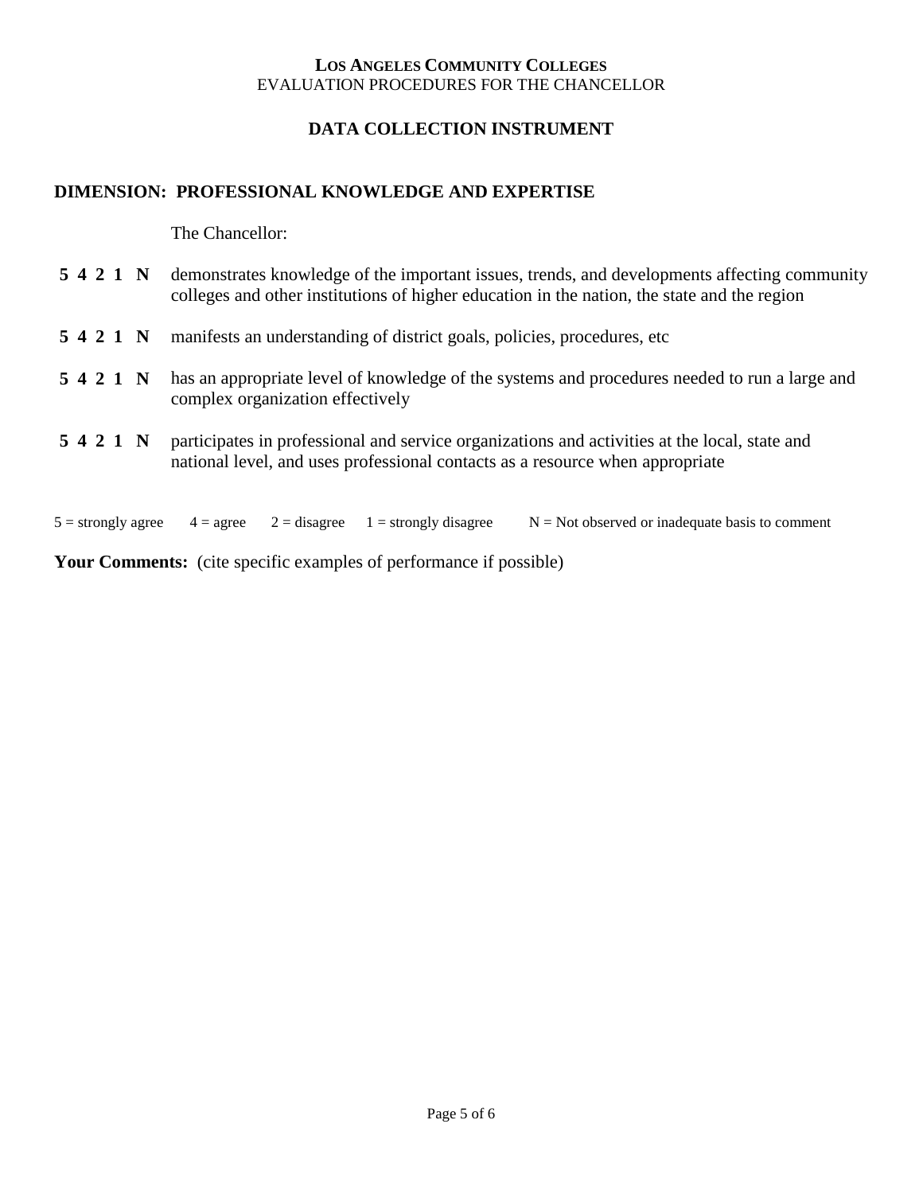**LOS ANGELES COMMUNITY COLLEGES**
EVALUATION PROCEDURES FOR THE CHANCELLOR

## DATA COLLECTION INSTRUMENT

### DIMENSION: PROFESSIONAL KNOWLEDGE AND EXPERTISE

The Chancellor:

**5 4 2 1 N** demonstrates knowledge of the important issues, trends, and developments affecting community colleges and other institutions of higher education in the nation, the state and the region

**5 4 2 1 N** manifests an understanding of district goals, policies, procedures, etc

**5 4 2 1 N** has an appropriate level of knowledge of the systems and procedures needed to run a large and complex organization effectively

**5 4 2 1 N** participates in professional and service organizations and activities at the local, state and national level, and uses professional contacts as a resource when appropriate

5 = strongly agree  4 = agree  2 = disagree  1 = strongly disagree  N = Not observed or inadequate basis to comment

**Your Comments:** (cite specific examples of performance if possible)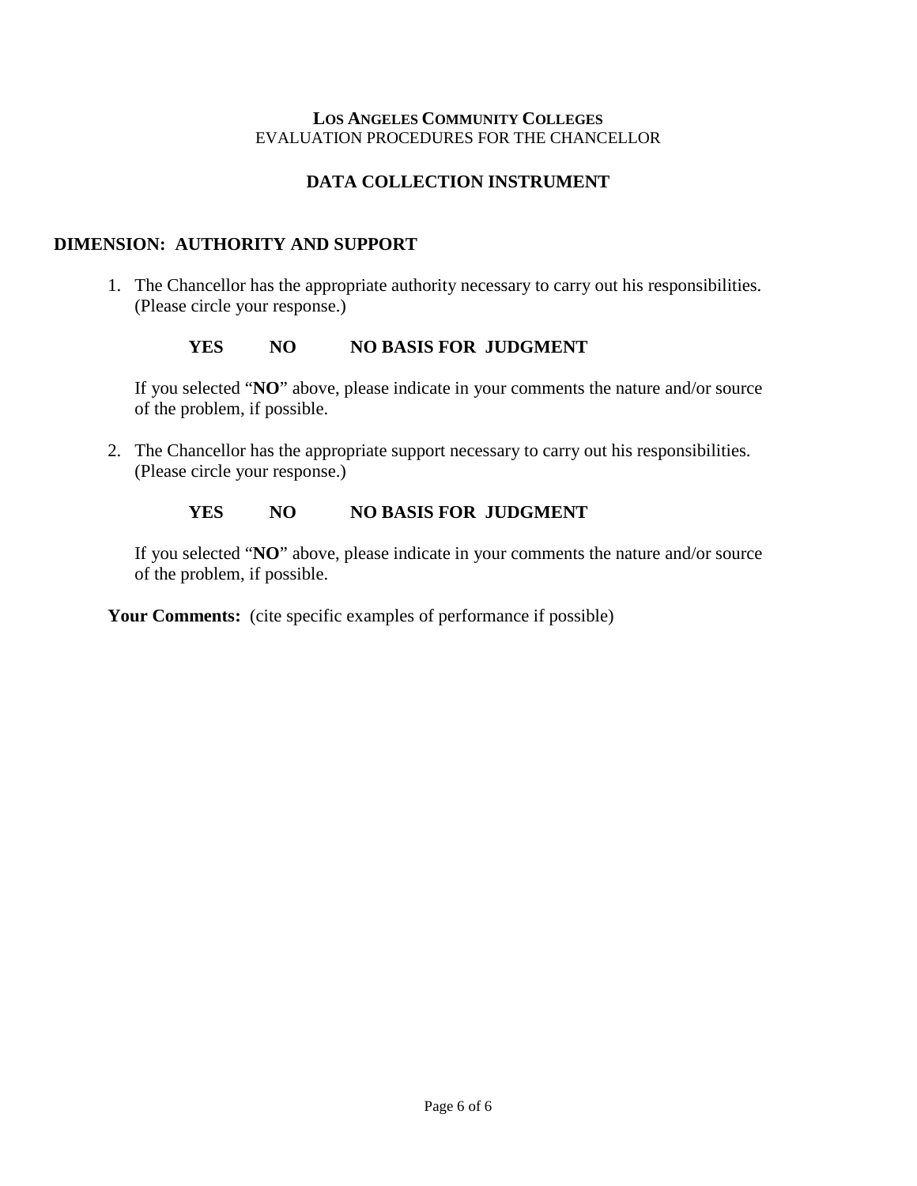**LOS ANGELES COMMUNITY COLLEGES**
EVALUATION PROCEDURES FOR THE CHANCELLOR

## DATA COLLECTION INSTRUMENT

### DIMENSION: AUTHORITY AND SUPPORT

1. The Chancellor has the appropriate authority necessary to carry out his responsibilities. (Please circle your response.)

   **YES** **NO** **NO BASIS FOR JUDGMENT**

   If you selected "**NO**" above, please indicate in your comments the nature and/or source of the problem, if possible.

2. The Chancellor has the appropriate support necessary to carry out his responsibilities. (Please circle your response.)

   **YES** **NO** **NO BASIS FOR JUDGMENT**

   If you selected "**NO**" above, please indicate in your comments the nature and/or source of the problem, if possible.

**Your Comments:** (cite specific examples of performance if possible)